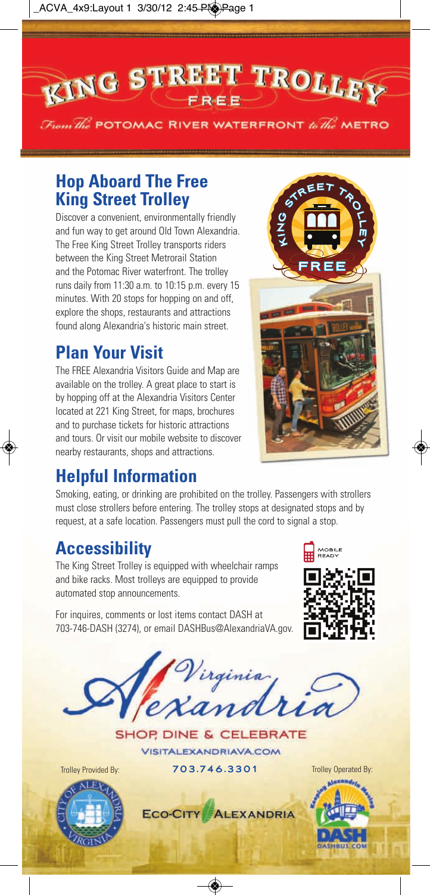# KING STREET TROLLEY

FREE

*From the* POTOMAC RIVER WATERFRONT *to the* METRO

## Hop Aboard The Free King Street Trolley

Discover a convenient, environmentally friendly and fun way to get around Old Town Alexandria. The Free King Street Trolley transports riders between the King Street Metrorail Station and the Potomac River waterfront. The trolley runs daily from 11:30 a.m. to 10:15 p.m. every 15 minutes. With 20 stops for hopping on and off, explore the shops, restaurants and attractions found along Alexandria's historic main street.

## Plan Your Visit

The FREE Alexandria Visitors Guide and Map are available on the trolley. A great place to start is by hopping off at the Alexandria Visitors Center located at 221 King Street, for maps, brochures and to purchase tickets for historic attractions and tours. Or visit our mobile website to discover nearby restaurants, shops and attractions.

## Helpful Information

Smoking, eating, or drinking are prohibited on the trolley. Passengers with strollers must close strollers before entering. The trolley stops at designated stops and by request, at a safe location. Passengers must pull the cord to signal a stop.

## Accessibility

The King Street Trolley is equipped with wheelchair ramps and bike racks. Most trolleys are equipped to provide automated stop announcements.

For inquires, comments or lost items contact DASH at 703-746-DASH (3274), or email DASHBus@AlexandriaVA.gov.

MOBILE READY

Alexandria Virginia

SHOP, DINE & CELEBRATE

VISITALEXANDRIAVA.COM

703.746.3301

Trolley Provided By:

ECO-CITY ALEXANDRIA

Trolley Operated By: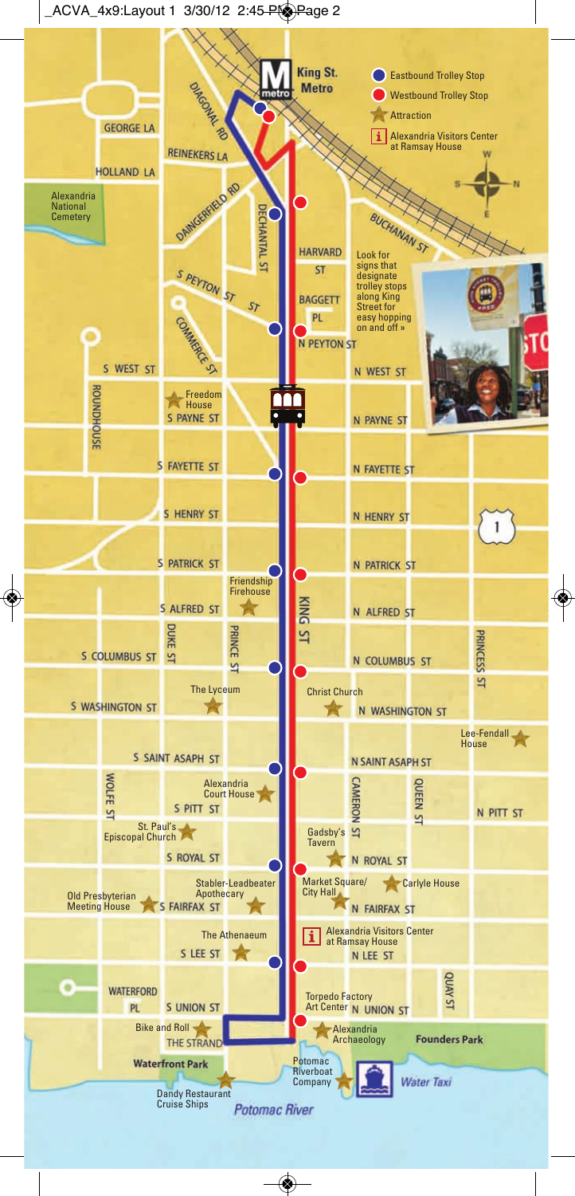King St. Metro

Eastbound Trolley Stop

Westbound Trolley Stop

Attraction

Alexandria Visitors Center at Ramsay House

Look for signs that designate trolley stops along King Street for easy hopping on and off »

GEORGE LA

HOLLAND LA

DIAGONAL RD

REINEKERS LA

Alexandria National Cemetery

DAINGERFIELD RD

DECHANTAL ST

HARVARD ST

BUCHANAN ST

S PEYTON ST

BAGGETT PL

N PEYTON ST

COMMERCE ST

S WEST ST

N WEST ST

ROUNDHOUSE

Freedom House

S PAYNE ST

N PAYNE ST

S FAYETTE ST

N FAYETTE ST

S HENRY ST

N HENRY ST

1

S PATRICK ST

N PATRICK ST

Friendship Firehouse

S ALFRED ST

KING ST

N ALFRED ST

DUKE ST

PRINCE ST

PRINCESS ST

S COLUMBUS ST

N COLUMBUS ST

The Lyceum

Christ Church

S WASHINGTON ST

N WASHINGTON ST

Lee-Fendall House

S SAINT ASAPH ST

N SAINT ASAPH ST

WOLFE ST

Alexandria Court House

CAMERON ST

QUEEN ST

S PITT ST

N PITT ST

St. Paul's Episcopal Church

Gadsby's Tavern

S ROYAL ST

N ROYAL ST

Stabler-Leadbeater Apothecary

Market Square/ City Hall

Carlyle House

Old Presbyterian Meeting House

S FAIRFAX ST

N FAIRFAX ST

The Athenaeum

Alexandria Visitors Center at Ramsay House

S LEE ST

N LEE ST

QUAY ST

WATERFORD PL

S UNION ST

Torpedo Factory Art Center

N UNION ST

Bike and Roll

THE STRAND

Alexandria Archaeology

Founders Park

Waterfront Park

Potomac Riverboat Company

Water Taxi

Dandy Restaurant Cruise Ships

Potomac River